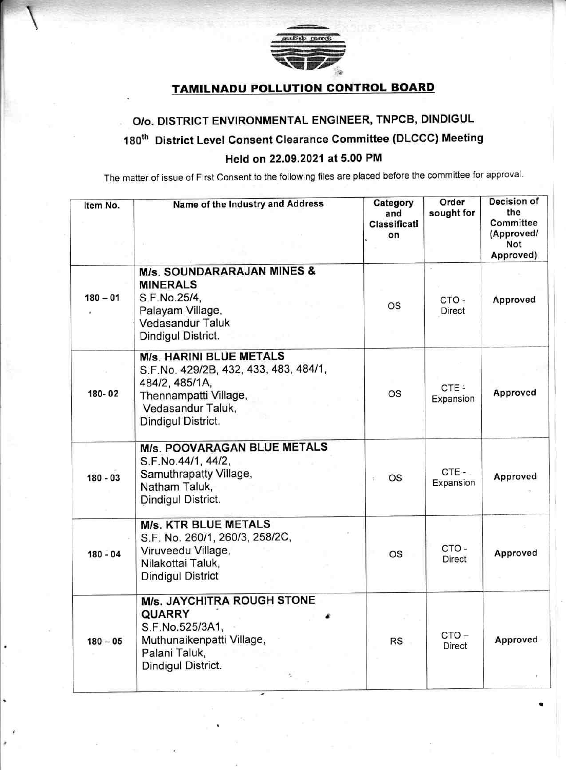## TAMILNADU POLLUTION CONTROL BOARD

### O/o. DISTRICT ENVIRONMENTAL ENGINEER, TNPCB, DINDIGUL

### 180th District Level Consent Clearance Committee (DLCCC) Meeting

### Held on 22.09.2021 at 5.00 PM

The matter of issue of First Consent to the following files are placed before the committee for approval.

| Item No. | Name of the Industry and Address | Category and Classification | Order sought for | Decision of the Committee (Approved/ Not Approved) |
|---|---|---|---|---|
| 180 – 01 | **M/s. SOUNDARARAJAN MINES & MINERALS** S.F.No.25/4, Palayam Village, Vedasandur Taluk Dindigul District. | OS | CTO - Direct | Approved |
| 180- 02 | **M/s. HARINI BLUE METALS** S.F.No. 429/2B, 432, 433, 483, 484/1, 484/2, 485/1A, Thennampatti Village, Vedasandur Taluk, Dindigul District. | OS | CTE - Expansion | Approved |
| 180 - 03 | **M/s. POOVARAGAN BLUE METALS** S.F.No.44/1, 44/2, Samuthrapatty Village, Natham Taluk, Dindigul District. | OS | CTE - Expansion | Approved |
| 180 - 04 | **M/s. KTR BLUE METALS** S.F. No. 260/1, 260/3, 258/2C, Viruveedu Village, Nilakottai Taluk, Dindigul District | OS | CTO - Direct | Approved |
| 180 – 05 | **M/s. JAYCHITRA ROUGH STONE QUARRY** S.F.No.525/3A1, Muthunaikenpatti Village, Palani Taluk, Dindigul District. | RS | CTO – Direct | Approved |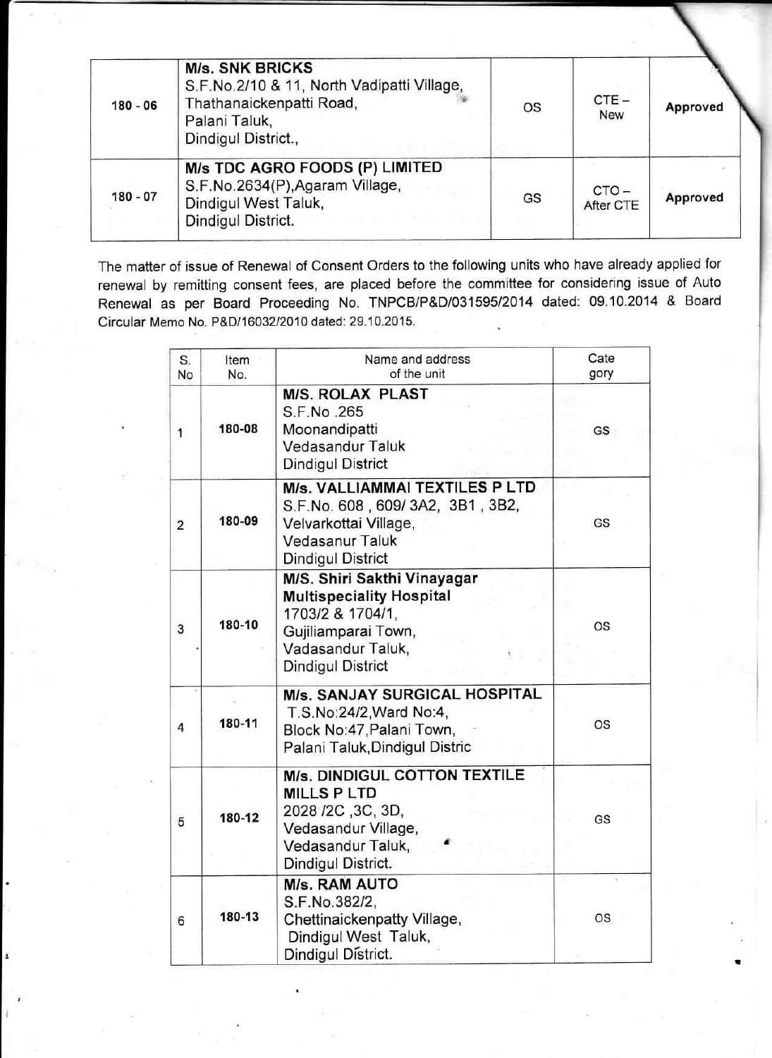| | | | | |
|---|---|---|---|---|
| 180 - 06 | **M/s. SNK BRICKS**<br>S.F.No.2/10 & 11, North Vadipatti Village,<br>Thathanaickenpatti Road,<br>Palani Taluk,<br>Dindigul District., | OS | CTE – New | Approved |
| 180 - 07 | **M/s TDC AGRO FOODS (P) LIMITED**<br>S.F.No.2634(P),Agaram Village,<br>Dindigul West Taluk,<br>Dindigul District. | GS | CTO – After CTE | Approved |

The matter of issue of Renewal of Consent Orders to the following units who have already applied for renewal by remitting consent fees, are placed before the committee for considering issue of Auto Renewal as per Board Proceeding No. TNPCB/P&D/031595/2014 dated: 09.10.2014 & Board Circular Memo No. P&D/16032/2010 dated: 29.10.2015.

| S. No | Item No. | Name and address of the unit | Cate gory |
|---|---|---|---|
| 1 | 180-08 | **M/S. ROLAX PLAST**<br>S.F.No .265<br>Moonandipatti<br>Vedasandur Taluk<br>Dindigul District | GS |
| 2 | 180-09 | **M/s. VALLIAMMAI TEXTILES P LTD**<br>S.F.No. 608 , 609/ 3A2, 3B1 , 3B2,<br>Velvarkottai Village,<br>Vedasanur Taluk<br>Dindigul District | GS |
| 3 | 180-10 | **M/S. Shiri Sakthi Vinayagar Multispeciality Hospital**<br>1703/2 & 1704/1,<br>Gujiliamparai Town,<br>Vadasandur Taluk,<br>Dindigul District | OS |
| 4 | 180-11 | **M/s. SANJAY SURGICAL HOSPITAL**<br>T.S.No:24/2,Ward No:4,<br>Block No:47,Palani Town,<br>Palani Taluk,Dindigul Distric | OS |
| 5 | 180-12 | **M/s. DINDIGUL COTTON TEXTILE MILLS P LTD**<br>2028 /2C ,3C, 3D,<br>Vedasandur Village,<br>Vedasandur Taluk,<br>Dindigul District. | GS |
| 6 | 180-13 | **M/s. RAM AUTO**<br>S.F.No.382/2,<br>Chettinaickenpatty Village,<br>Dindigul West Taluk,<br>Dindigul District. | OS |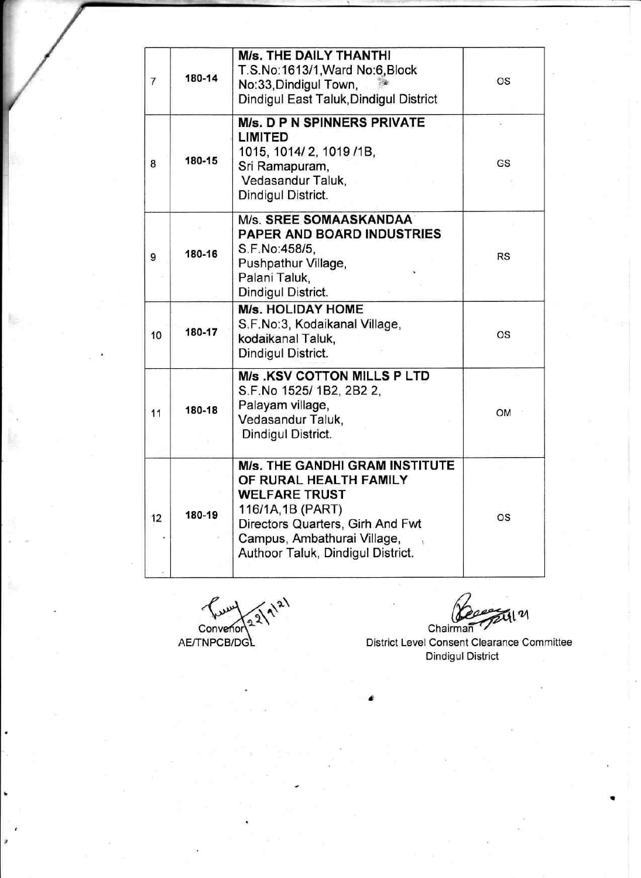| | | | |
|---|---|---|---|
| 7 | 180-14 | **M/s. THE DAILY THANTHI**<br>T.S.No:1613/1,Ward No:6,Block No:33,Dindigul Town,<br>Dindigul East Taluk,Dindigul District | OS |
| 8 | 180-15 | **M/s. D P N SPINNERS PRIVATE LIMITED**<br>1015, 1014/ 2, 1019 /1B,<br>Sri Ramapuram,<br>Vedasandur Taluk,<br>Dindigul District. | GS |
| 9 | 180-16 | M/s. **SREE SOMAASKANDAA PAPER AND BOARD INDUSTRIES**<br>S.F.No:458/5,<br>Pushpathur Village,<br>Palani Taluk,<br>Dindigul District. | RS |
| 10 | 180-17 | **M/s. HOLIDAY HOME**<br>S.F.No:3, Kodaikanal Village,<br>kodaikanal Taluk,<br>Dindigul District. | OS |
| 11 | 180-18 | **M/s .KSV COTTON MILLS P LTD**<br>S.F.No 1525/ 1B2, 2B2 2,<br>Palayam village,<br>Vedasandur Taluk,<br>Dindigul District. | OM |
| 12 | 180-19 | **M/s. THE GANDHI GRAM INSTITUTE OF RURAL HEALTH FAMILY WELFARE TRUST**<br>116/1A,1B (PART)<br>Directors Quarters, Girh And Fwt Campus, Ambathurai Village,<br>Authoor Taluk, Dindigul District. | OS |

22/9/21
Convenor
AE/TNPCB/DGL

Chairman
District Level Consent Clearance Committee
Dindigul District